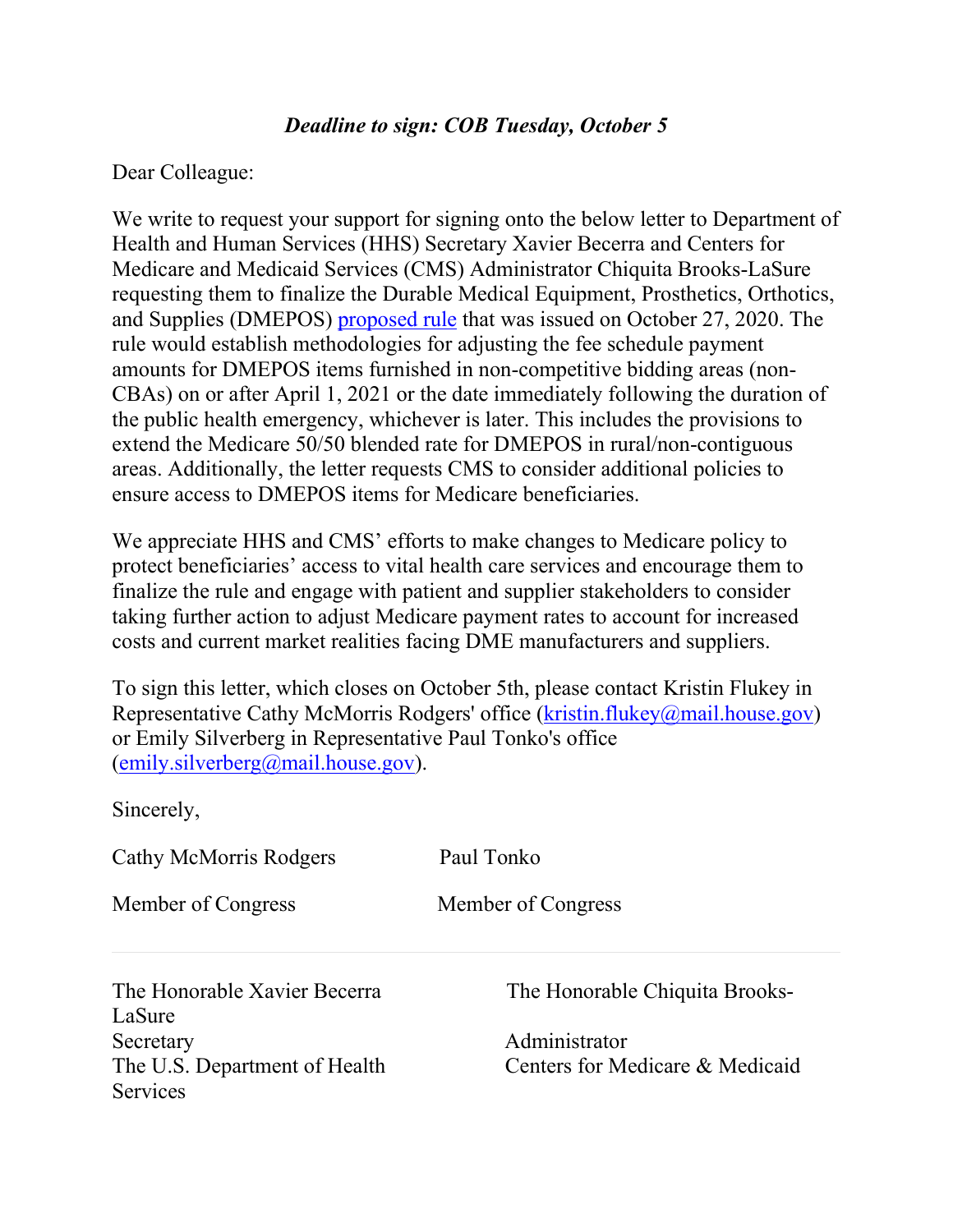***Deadline to sign: COB Tuesday, October 5***

Dear Colleague:

We write to request your support for signing onto the below letter to Department of Health and Human Services (HHS) Secretary Xavier Becerra and Centers for Medicare and Medicaid Services (CMS) Administrator Chiquita Brooks-LaSure requesting them to finalize the Durable Medical Equipment, Prosthetics, Orthotics, and Supplies (DMEPOS) proposed rule that was issued on October 27, 2020. The rule would establish methodologies for adjusting the fee schedule payment amounts for DMEPOS items furnished in non-competitive bidding areas (non-CBAs) on or after April 1, 2021 or the date immediately following the duration of the public health emergency, whichever is later. This includes the provisions to extend the Medicare 50/50 blended rate for DMEPOS in rural/non-contiguous areas. Additionally, the letter requests CMS to consider additional policies to ensure access to DMEPOS items for Medicare beneficiaries.

We appreciate HHS and CMS' efforts to make changes to Medicare policy to protect beneficiaries' access to vital health care services and encourage them to finalize the rule and engage with patient and supplier stakeholders to consider taking further action to adjust Medicare payment rates to account for increased costs and current market realities facing DME manufacturers and suppliers.

To sign this letter, which closes on October 5th, please contact Kristin Flukey in Representative Cathy McMorris Rodgers' office (kristin.flukey@mail.house.gov) or Emily Silverberg in Representative Paul Tonko's office (emily.silverberg@mail.house.gov).

Sincerely,

Cathy McMorris Rodgers
Member of Congress

Paul Tonko
Member of Congress

---

The Honorable Xavier Becerra
Secretary
The U.S. Department of Health Services

The Honorable Chiquita Brooks-LaSure
Administrator
Centers for Medicare & Medicaid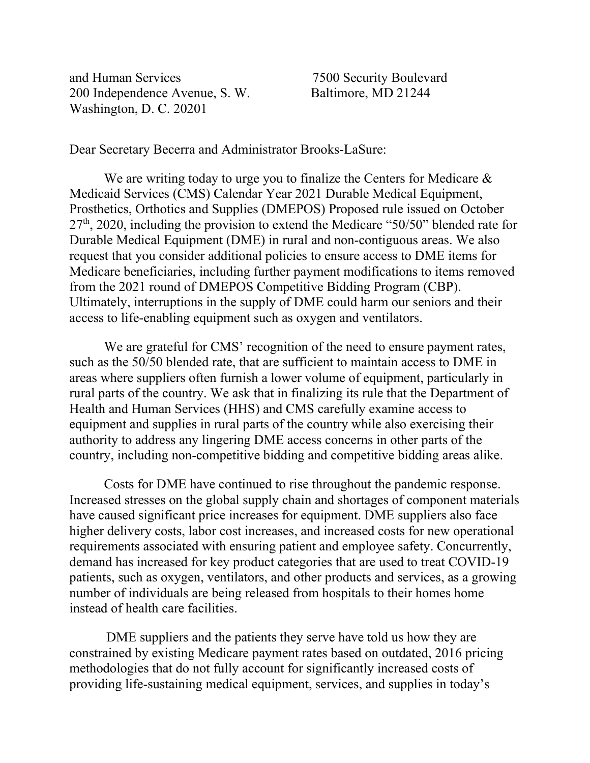and Human Services
200 Independence Avenue, S. W.
Washington, D. C. 20201

7500 Security Boulevard
Baltimore, MD 21244

Dear Secretary Becerra and Administrator Brooks-LaSure:

We are writing today to urge you to finalize the Centers for Medicare & Medicaid Services (CMS) Calendar Year 2021 Durable Medical Equipment, Prosthetics, Orthotics and Supplies (DMEPOS) Proposed rule issued on October 27th, 2020, including the provision to extend the Medicare "50/50" blended rate for Durable Medical Equipment (DME) in rural and non-contiguous areas. We also request that you consider additional policies to ensure access to DME items for Medicare beneficiaries, including further payment modifications to items removed from the 2021 round of DMEPOS Competitive Bidding Program (CBP). Ultimately, interruptions in the supply of DME could harm our seniors and their access to life-enabling equipment such as oxygen and ventilators.

We are grateful for CMS' recognition of the need to ensure payment rates, such as the 50/50 blended rate, that are sufficient to maintain access to DME in areas where suppliers often furnish a lower volume of equipment, particularly in rural parts of the country. We ask that in finalizing its rule that the Department of Health and Human Services (HHS) and CMS carefully examine access to equipment and supplies in rural parts of the country while also exercising their authority to address any lingering DME access concerns in other parts of the country, including non-competitive bidding and competitive bidding areas alike.

Costs for DME have continued to rise throughout the pandemic response. Increased stresses on the global supply chain and shortages of component materials have caused significant price increases for equipment. DME suppliers also face higher delivery costs, labor cost increases, and increased costs for new operational requirements associated with ensuring patient and employee safety. Concurrently, demand has increased for key product categories that are used to treat COVID-19 patients, such as oxygen, ventilators, and other products and services, as a growing number of individuals are being released from hospitals to their homes home instead of health care facilities.

DME suppliers and the patients they serve have told us how they are constrained by existing Medicare payment rates based on outdated, 2016 pricing methodologies that do not fully account for significantly increased costs of providing life-sustaining medical equipment, services, and supplies in today's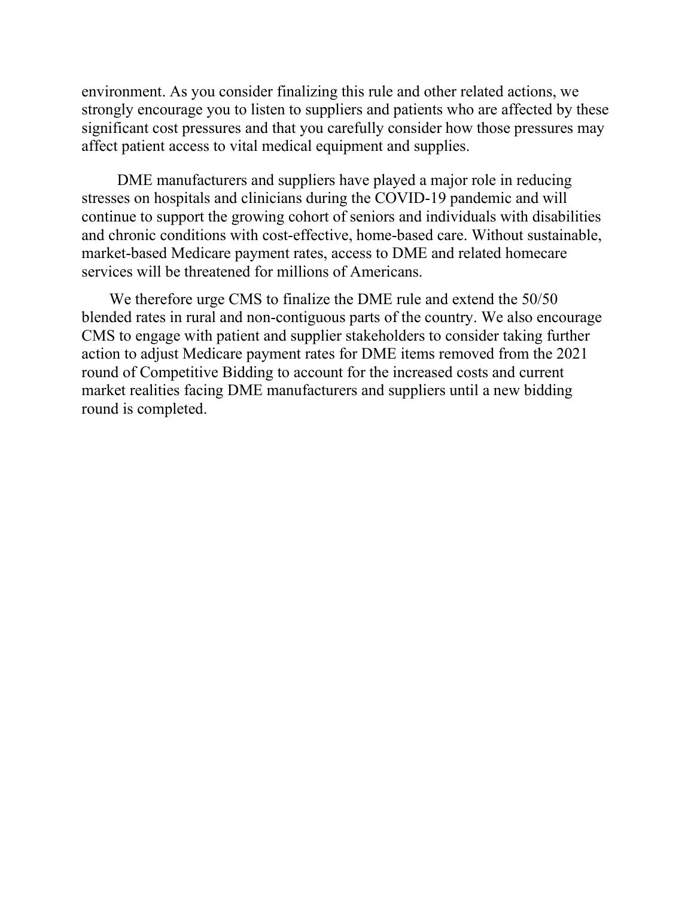environment. As you consider finalizing this rule and other related actions, we strongly encourage you to listen to suppliers and patients who are affected by these significant cost pressures and that you carefully consider how those pressures may affect patient access to vital medical equipment and supplies.

DME manufacturers and suppliers have played a major role in reducing stresses on hospitals and clinicians during the COVID-19 pandemic and will continue to support the growing cohort of seniors and individuals with disabilities and chronic conditions with cost-effective, home-based care. Without sustainable, market-based Medicare payment rates, access to DME and related homecare services will be threatened for millions of Americans.

We therefore urge CMS to finalize the DME rule and extend the 50/50 blended rates in rural and non-contiguous parts of the country. We also encourage CMS to engage with patient and supplier stakeholders to consider taking further action to adjust Medicare payment rates for DME items removed from the 2021 round of Competitive Bidding to account for the increased costs and current market realities facing DME manufacturers and suppliers until a new bidding round is completed.